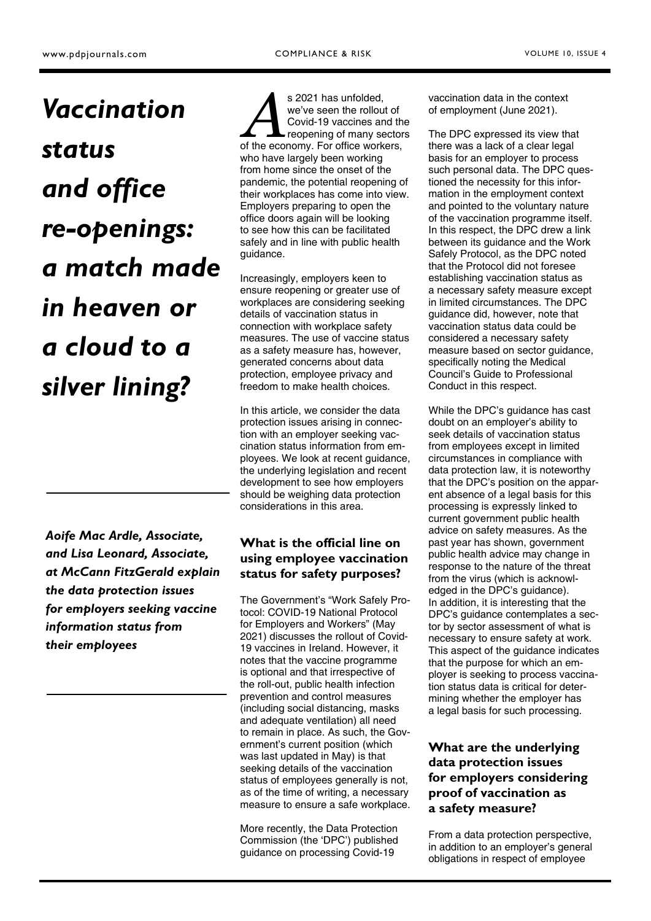# *Vaccination status and office re-openings: a match made in heaven or a cloud to a silver lining?*

***Aoife Mac Ardle, Associate, and Lisa Leonard, Associate, at McCann FitzGerald explain the data protection issues for employers seeking vaccine information status from their employees***

As 2021 has unfolded, we've seen the rollout of Covid-19 vaccines and the reopening of many sectors of the economy. For office workers, who have largely been working from home since the onset of the pandemic, the potential reopening of their workplaces has come into view. Employers preparing to open the office doors again will be looking to see how this can be facilitated safely and in line with public health guidance.

Increasingly, employers keen to ensure reopening or greater use of workplaces are considering seeking details of vaccination status in connection with workplace safety measures. The use of vaccine status as a safety measure has, however, generated concerns about data protection, employee privacy and freedom to make health choices.

In this article, we consider the data protection issues arising in connection with an employer seeking vaccination status information from employees. We look at recent guidance, the underlying legislation and recent development to see how employers should be weighing data protection considerations in this area.

## What is the official line on using employee vaccination status for safety purposes?

The Government's "Work Safely Protocol: COVID-19 National Protocol for Employers and Workers" (May 2021) discusses the rollout of Covid-19 vaccines in Ireland. However, it notes that the vaccine programme is optional and that irrespective of the roll-out, public health infection prevention and control measures (including social distancing, masks and adequate ventilation) all need to remain in place. As such, the Government's current position (which was last updated in May) is that seeking details of the vaccination status of employees generally is not, as of the time of writing, a necessary measure to ensure a safe workplace.

More recently, the Data Protection Commission (the 'DPC') published guidance on processing Covid-19 vaccination data in the context of employment (June 2021).

The DPC expressed its view that there was a lack of a clear legal basis for an employer to process such personal data. The DPC questioned the necessity for this information in the employment context and pointed to the voluntary nature of the vaccination programme itself. In this respect, the DPC drew a link between its guidance and the Work Safely Protocol, as the DPC noted that the Protocol did not foresee establishing vaccination status as a necessary safety measure except in limited circumstances. The DPC guidance did, however, note that vaccination status data could be considered a necessary safety measure based on sector guidance, specifically noting the Medical Council's Guide to Professional Conduct in this respect.

While the DPC's guidance has cast doubt on an employer's ability to seek details of vaccination status from employees except in limited circumstances in compliance with data protection law, it is noteworthy that the DPC's position on the apparent absence of a legal basis for this processing is expressly linked to current government public health advice on safety measures. As the past year has shown, government public health advice may change in response to the nature of the threat from the virus (which is acknowledged in the DPC's guidance). In addition, it is interesting that the DPC's guidance contemplates a sector by sector assessment of what is necessary to ensure safety at work. This aspect of the guidance indicates that the purpose for which an employer is seeking to process vaccination status data is critical for determining whether the employer has a legal basis for such processing.

## What are the underlying data protection issues for employers considering proof of vaccination as a safety measure?

From a data protection perspective, in addition to an employer's general obligations in respect of employee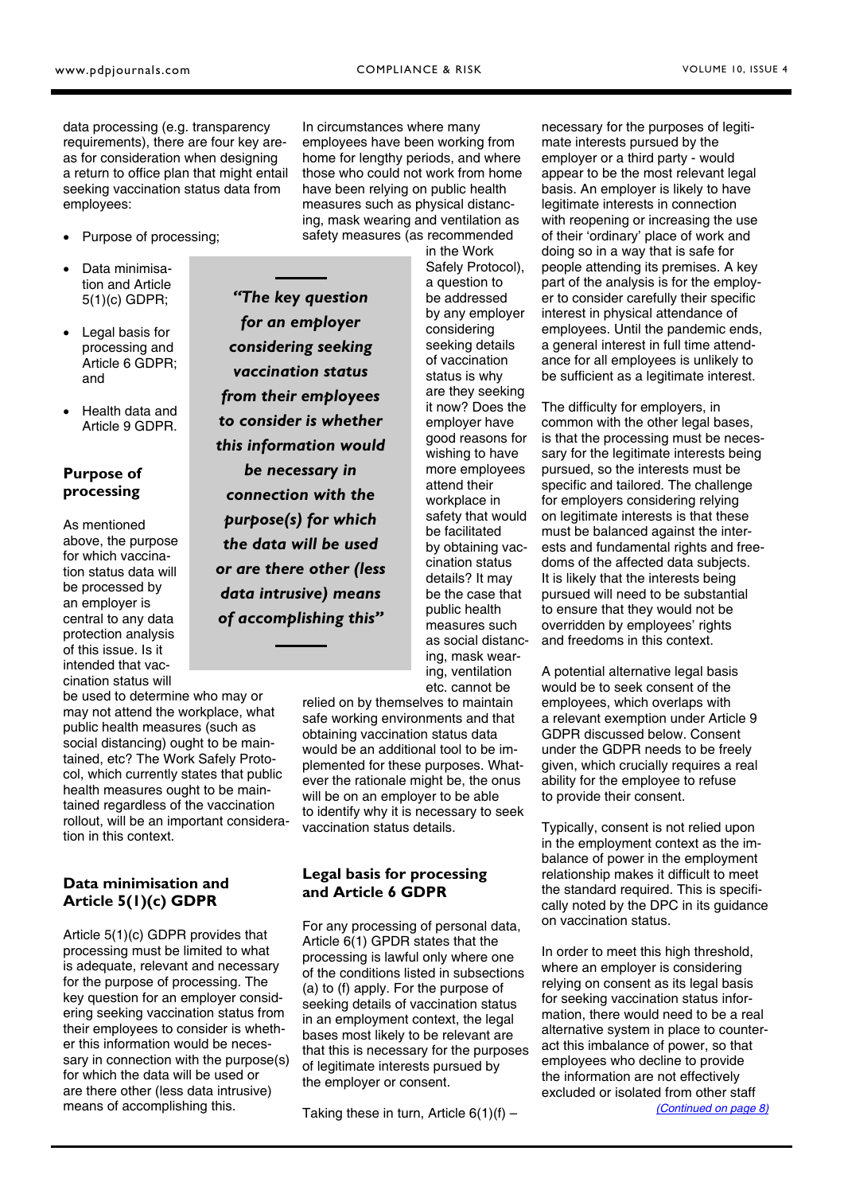data processing (e.g. transparency requirements), there are four key areas for consideration when designing a return to office plan that might entail seeking vaccination status data from employees:

- Purpose of processing;
- Data minimisation and Article 5(1)(c) GDPR;
- Legal basis for processing and Article 6 GDPR; and
- Health data and Article 9 GDPR.

### Purpose of processing

As mentioned above, the purpose for which vaccination status data will be processed by an employer is central to any data protection analysis of this issue. Is it intended that vaccination status will be used to determine who may or may not attend the workplace, what public health measures (such as social distancing) ought to be maintained, etc? The Work Safely Protocol, which currently states that public health measures ought to be maintained regardless of the vaccination rollout, will be an important consideration in this context.

> *"The key question for an employer considering seeking vaccination status from their employees to consider is whether this information would be necessary in connection with the purpose(s) for which the data will be used or are there other (less data intrusive) means of accomplishing this"*

In circumstances where many employees have been working from home for lengthy periods, and where those who could not work from home have been relying on public health measures such as physical distancing, mask wearing and ventilation as safety measures (as recommended in the Work Safely Protocol), a question to be addressed by any employer considering seeking details of vaccination status is why are they seeking it now? Does the employer have good reasons for wishing to have more employees attend their workplace in safety that would be facilitated by obtaining vaccination status details? It may be the case that public health measures such as social distancing, mask wearing, ventilation etc. cannot be relied on by themselves to maintain safe working environments and that obtaining vaccination status data would be an additional tool to be implemented for these purposes. Whatever the rationale might be, the onus will be on an employer to be able to identify why it is necessary to seek vaccination status details.

### Data minimisation and Article 5(1)(c) GDPR

Article 5(1)(c) GDPR provides that processing must be limited to what is adequate, relevant and necessary for the purpose of processing. The key question for an employer considering seeking vaccination status from their employees to consider is whether this information would be necessary in connection with the purpose(s) for which the data will be used or are there other (less data intrusive) means of accomplishing this.

### Legal basis for processing and Article 6 GDPR

For any processing of personal data, Article 6(1) GPDR states that the processing is lawful only where one of the conditions listed in subsections (a) to (f) apply. For the purpose of seeking details of vaccination status in an employment context, the legal bases most likely to be relevant are that this is necessary for the purposes of legitimate interests pursued by the employer or consent.

Taking these in turn, Article 6(1)(f) – necessary for the purposes of legitimate interests pursued by the employer or a third party - would appear to be the most relevant legal basis. An employer is likely to have legitimate interests in connection with reopening or increasing the use of their 'ordinary' place of work and doing so in a way that is safe for people attending its premises. A key part of the analysis is for the employer to consider carefully their specific interest in physical attendance of employees. Until the pandemic ends, a general interest in full time attendance for all employees is unlikely to be sufficient as a legitimate interest.

The difficulty for employers, in common with the other legal bases, is that the processing must be necessary for the legitimate interests being pursued, so the interests must be specific and tailored. The challenge for employers considering relying on legitimate interests is that these must be balanced against the interests and fundamental rights and freedoms of the affected data subjects. It is likely that the interests being pursued will need to be substantial to ensure that they would not be overridden by employees' rights and freedoms in this context.

A potential alternative legal basis would be to seek consent of the employees, which overlaps with a relevant exemption under Article 9 GDPR discussed below. Consent under the GDPR needs to be freely given, which crucially requires a real ability for the employee to refuse to provide their consent.

Typically, consent is not relied upon in the employment context as the imbalance of power in the employment relationship makes it difficult to meet the standard required. This is specifically noted by the DPC in its guidance on vaccination status.

In order to meet this high threshold, where an employer is considering relying on consent as its legal basis for seeking vaccination status information, there would need to be a real alternative system in place to counteract this imbalance of power, so that employees who decline to provide the information are not effectively excluded or isolated from other staff

*(Continued on page 8)*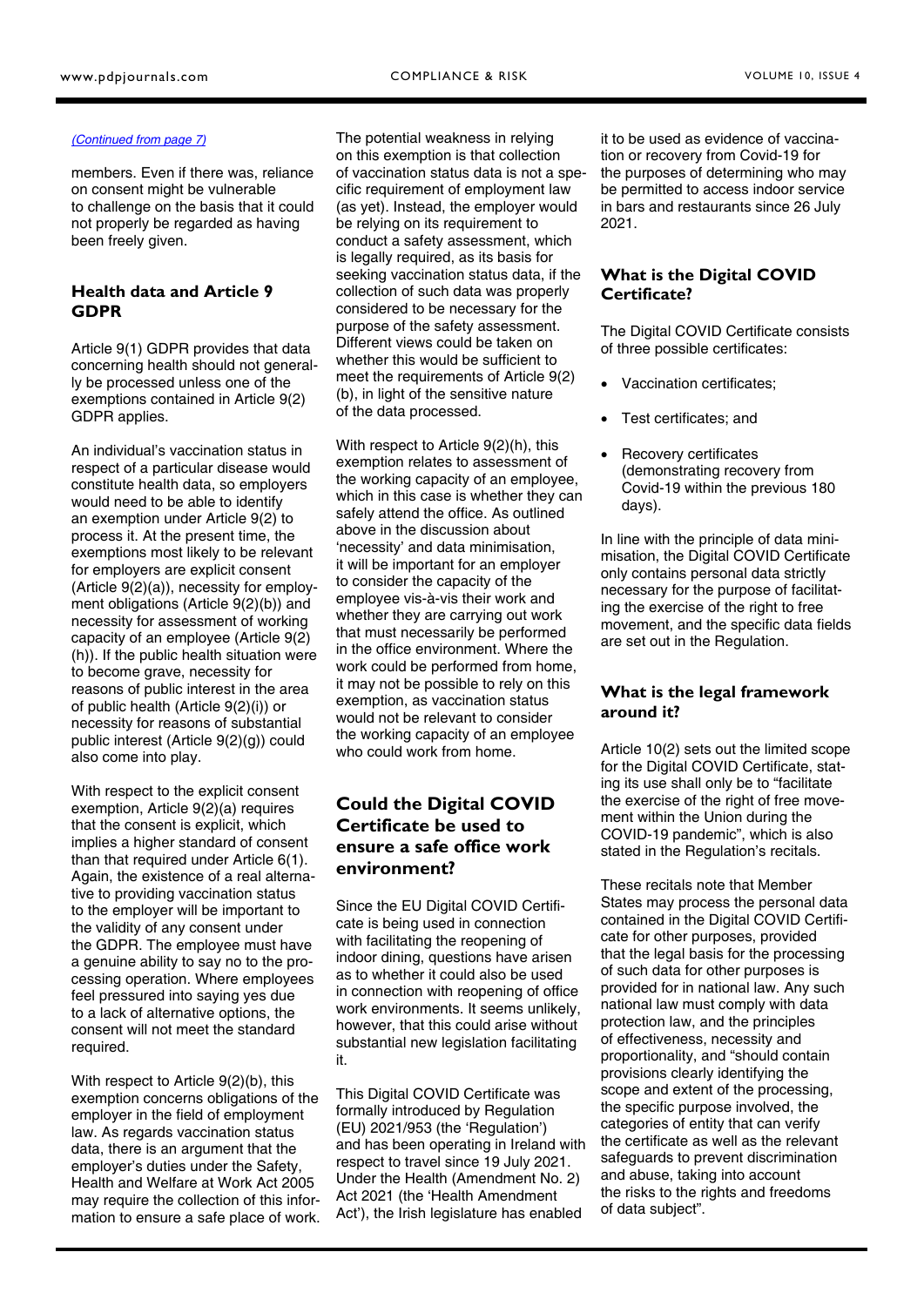*(Continued from page 7)*

members. Even if there was, reliance on consent might be vulnerable to challenge on the basis that it could not properly be regarded as having been freely given.

## Health data and Article 9 GDPR

Article 9(1) GDPR provides that data concerning health should not generally be processed unless one of the exemptions contained in Article 9(2) GDPR applies.

An individual's vaccination status in respect of a particular disease would constitute health data, so employers would need to be able to identify an exemption under Article 9(2) to process it. At the present time, the exemptions most likely to be relevant for employers are explicit consent (Article 9(2)(a)), necessity for employment obligations (Article 9(2)(b)) and necessity for assessment of working capacity of an employee (Article 9(2)(h)). If the public health situation were to become grave, necessity for reasons of public interest in the area of public health (Article 9(2)(i)) or necessity for reasons of substantial public interest (Article 9(2)(g)) could also come into play.

With respect to the explicit consent exemption, Article 9(2)(a) requires that the consent is explicit, which implies a higher standard of consent than that required under Article 6(1). Again, the existence of a real alternative to providing vaccination status to the employer will be important to the validity of any consent under the GDPR. The employee must have a genuine ability to say no to the processing operation. Where employees feel pressured into saying yes due to a lack of alternative options, the consent will not meet the standard required.

With respect to Article 9(2)(b), this exemption concerns obligations of the employer in the field of employment law. As regards vaccination status data, there is an argument that the employer's duties under the Safety, Health and Welfare at Work Act 2005 may require the collection of this information to ensure a safe place of work. The potential weakness in relying on this exemption is that collection of vaccination status data is not a specific requirement of employment law (as yet). Instead, the employer would be relying on its requirement to conduct a safety assessment, which is legally required, as its basis for seeking vaccination status data, if the collection of such data was properly considered to be necessary for the purpose of the safety assessment. Different views could be taken on whether this would be sufficient to meet the requirements of Article 9(2)(b), in light of the sensitive nature of the data processed.

With respect to Article 9(2)(h), this exemption relates to assessment of the working capacity of an employee, which in this case is whether they can safely attend the office. As outlined above in the discussion about 'necessity' and data minimisation, it will be important for an employer to consider the capacity of the employee vis-à-vis their work and whether they are carrying out work that must necessarily be performed in the office environment. Where the work could be performed from home, it may not be possible to rely on this exemption, as vaccination status would not be relevant to consider the working capacity of an employee who could work from home.

## Could the Digital COVID Certificate be used to ensure a safe office work environment?

Since the EU Digital COVID Certificate is being used in connection with facilitating the reopening of indoor dining, questions have arisen as to whether it could also be used in connection with reopening of office work environments. It seems unlikely, however, that this could arise without substantial new legislation facilitating it.

This Digital COVID Certificate was formally introduced by Regulation (EU) 2021/953 (the 'Regulation') and has been operating in Ireland with respect to travel since 19 July 2021. Under the Health (Amendment No. 2) Act 2021 (the 'Health Amendment Act'), the Irish legislature has enabled it to be used as evidence of vaccination or recovery from Covid-19 for the purposes of determining who may be permitted to access indoor service in bars and restaurants since 26 July 2021.

## What is the Digital COVID Certificate?

The Digital COVID Certificate consists of three possible certificates:

- Vaccination certificates;
- Test certificates; and
- Recovery certificates (demonstrating recovery from Covid-19 within the previous 180 days).

In line with the principle of data minimisation, the Digital COVID Certificate only contains personal data strictly necessary for the purpose of facilitating the exercise of the right to free movement, and the specific data fields are set out in the Regulation.

## What is the legal framework around it?

Article 10(2) sets out the limited scope for the Digital COVID Certificate, stating its use shall only be to "facilitate the exercise of the right of free movement within the Union during the COVID-19 pandemic", which is also stated in the Regulation's recitals.

These recitals note that Member States may process the personal data contained in the Digital COVID Certificate for other purposes, provided that the legal basis for the processing of such data for other purposes is provided for in national law. Any such national law must comply with data protection law, and the principles of effectiveness, necessity and proportionality, and "should contain provisions clearly identifying the scope and extent of the processing, the specific purpose involved, the categories of entity that can verify the certificate as well as the relevant safeguards to prevent discrimination and abuse, taking into account the risks to the rights and freedoms of data subject".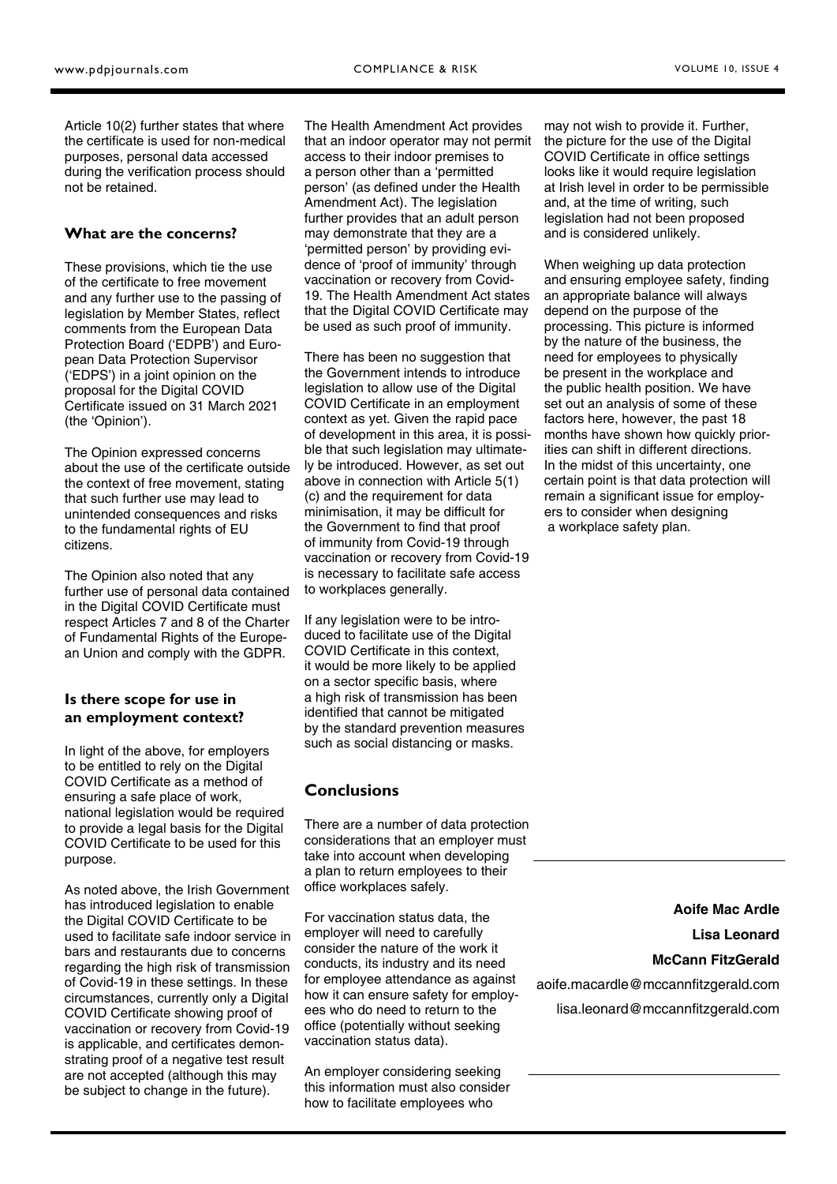Article 10(2) further states that where the certificate is used for non-medical purposes, personal data accessed during the verification process should not be retained.

### What are the concerns?

These provisions, which tie the use of the certificate to free movement and any further use to the passing of legislation by Member States, reflect comments from the European Data Protection Board ('EDPB') and European Data Protection Supervisor ('EDPS') in a joint opinion on the proposal for the Digital COVID Certificate issued on 31 March 2021 (the 'Opinion').

The Opinion expressed concerns about the use of the certificate outside the context of free movement, stating that such further use may lead to unintended consequences and risks to the fundamental rights of EU citizens.

The Opinion also noted that any further use of personal data contained in the Digital COVID Certificate must respect Articles 7 and 8 of the Charter of Fundamental Rights of the European Union and comply with the GDPR.

### Is there scope for use in an employment context?

In light of the above, for employers to be entitled to rely on the Digital COVID Certificate as a method of ensuring a safe place of work, national legislation would be required to provide a legal basis for the Digital COVID Certificate to be used for this purpose.

As noted above, the Irish Government has introduced legislation to enable the Digital COVID Certificate to be used to facilitate safe indoor service in bars and restaurants due to concerns regarding the high risk of transmission of Covid-19 in these settings. In these circumstances, currently only a Digital COVID Certificate showing proof of vaccination or recovery from Covid-19 is applicable, and certificates demonstrating proof of a negative test result are not accepted (although this may be subject to change in the future).

The Health Amendment Act provides that an indoor operator may not permit access to their indoor premises to a person other than a 'permitted person' (as defined under the Health Amendment Act). The legislation further provides that an adult person may demonstrate that they are a 'permitted person' by providing evidence of 'proof of immunity' through vaccination or recovery from Covid-19. The Health Amendment Act states that the Digital COVID Certificate may be used as such proof of immunity.

There has been no suggestion that the Government intends to introduce legislation to allow use of the Digital COVID Certificate in an employment context as yet. Given the rapid pace of development in this area, it is possible that such legislation may ultimately be introduced. However, as set out above in connection with Article 5(1)(c) and the requirement for data minimisation, it may be difficult for the Government to find that proof of immunity from Covid-19 through vaccination or recovery from Covid-19 is necessary to facilitate safe access to workplaces generally.

If any legislation were to be introduced to facilitate use of the Digital COVID Certificate in this context, it would be more likely to be applied on a sector specific basis, where a high risk of transmission has been identified that cannot be mitigated by the standard prevention measures such as social distancing or masks.

### Conclusions

There are a number of data protection considerations that an employer must take into account when developing a plan to return employees to their office workplaces safely.

For vaccination status data, the employer will need to carefully consider the nature of the work it conducts, its industry and its need for employee attendance as against how it can ensure safety for employees who do need to return to the office (potentially without seeking vaccination status data).

An employer considering seeking this information must also consider how to facilitate employees who may not wish to provide it. Further, the picture for the use of the Digital COVID Certificate in office settings looks like it would require legislation at Irish level in order to be permissible and, at the time of writing, such legislation had not been proposed and is considered unlikely.

When weighing up data protection and ensuring employee safety, finding an appropriate balance will always depend on the purpose of the processing. This picture is informed by the nature of the business, the need for employees to physically be present in the workplace and the public health position. We have set out an analysis of some of these factors here, however, the past 18 months have shown how quickly priorities can shift in different directions. In the midst of this uncertainty, one certain point is that data protection will remain a significant issue for employers to consider when designing a workplace safety plan.

---

**Aoife Mac Ardle**

**Lisa Leonard**

**McCann FitzGerald**

aoife.macardle@mccannfitzgerald.com

lisa.leonard@mccannfitzgerald.com